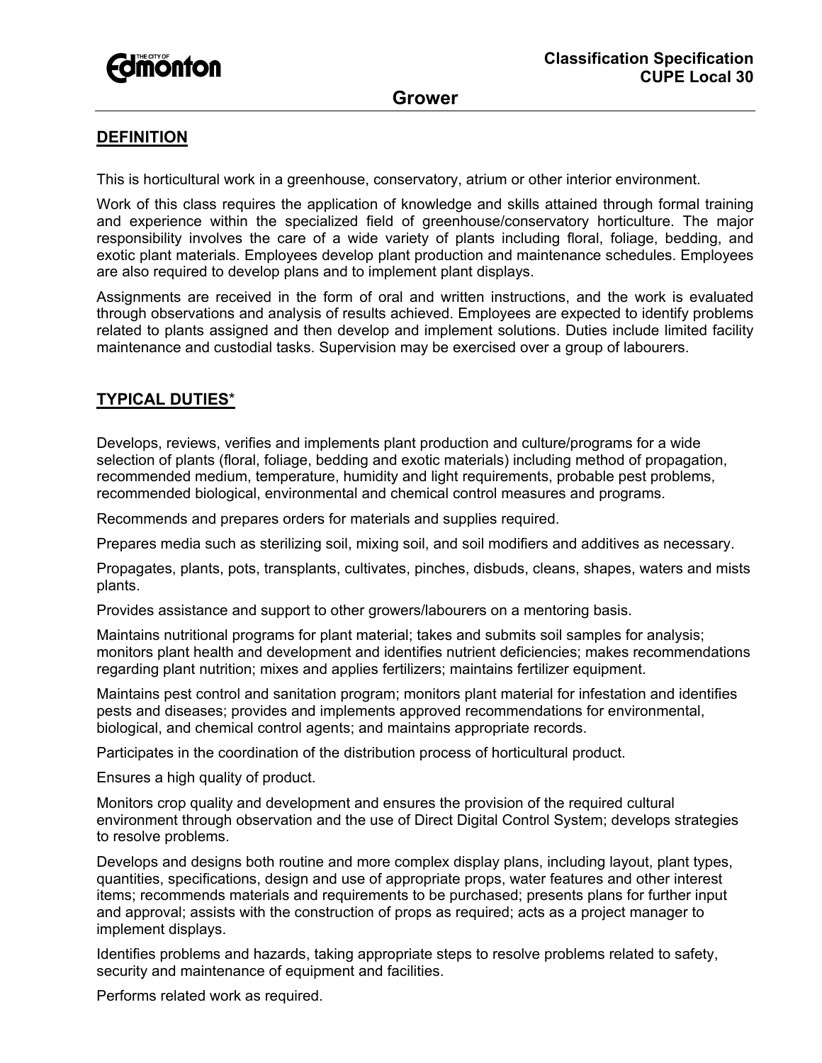Classification Specification
CUPE Local 30

# Grower

## DEFINITION

This is horticultural work in a greenhouse, conservatory, atrium or other interior environment.

Work of this class requires the application of knowledge and skills attained through formal training and experience within the specialized field of greenhouse/conservatory horticulture. The major responsibility involves the care of a wide variety of plants including floral, foliage, bedding, and exotic plant materials. Employees develop plant production and maintenance schedules. Employees are also required to develop plans and to implement plant displays.

Assignments are received in the form of oral and written instructions, and the work is evaluated through observations and analysis of results achieved. Employees are expected to identify problems related to plants assigned and then develop and implement solutions. Duties include limited facility maintenance and custodial tasks. Supervision may be exercised over a group of labourers.

## TYPICAL DUTIES*

Develops, reviews, verifies and implements plant production and culture/programs for a wide selection of plants (floral, foliage, bedding and exotic materials) including method of propagation, recommended medium, temperature, humidity and light requirements, probable pest problems, recommended biological, environmental and chemical control measures and programs.

Recommends and prepares orders for materials and supplies required.

Prepares media such as sterilizing soil, mixing soil, and soil modifiers and additives as necessary.

Propagates, plants, pots, transplants, cultivates, pinches, disbuds, cleans, shapes, waters and mists plants.

Provides assistance and support to other growers/labourers on a mentoring basis.

Maintains nutritional programs for plant material; takes and submits soil samples for analysis; monitors plant health and development and identifies nutrient deficiencies; makes recommendations regarding plant nutrition; mixes and applies fertilizers; maintains fertilizer equipment.

Maintains pest control and sanitation program; monitors plant material for infestation and identifies pests and diseases; provides and implements approved recommendations for environmental, biological, and chemical control agents; and maintains appropriate records.

Participates in the coordination of the distribution process of horticultural product.

Ensures a high quality of product.

Monitors crop quality and development and ensures the provision of the required cultural environment through observation and the use of Direct Digital Control System; develops strategies to resolve problems.

Develops and designs both routine and more complex display plans, including layout, plant types, quantities, specifications, design and use of appropriate props, water features and other interest items; recommends materials and requirements to be purchased; presents plans for further input and approval; assists with the construction of props as required; acts as a project manager to implement displays.

Identifies problems and hazards, taking appropriate steps to resolve problems related to safety, security and maintenance of equipment and facilities.

Performs related work as required.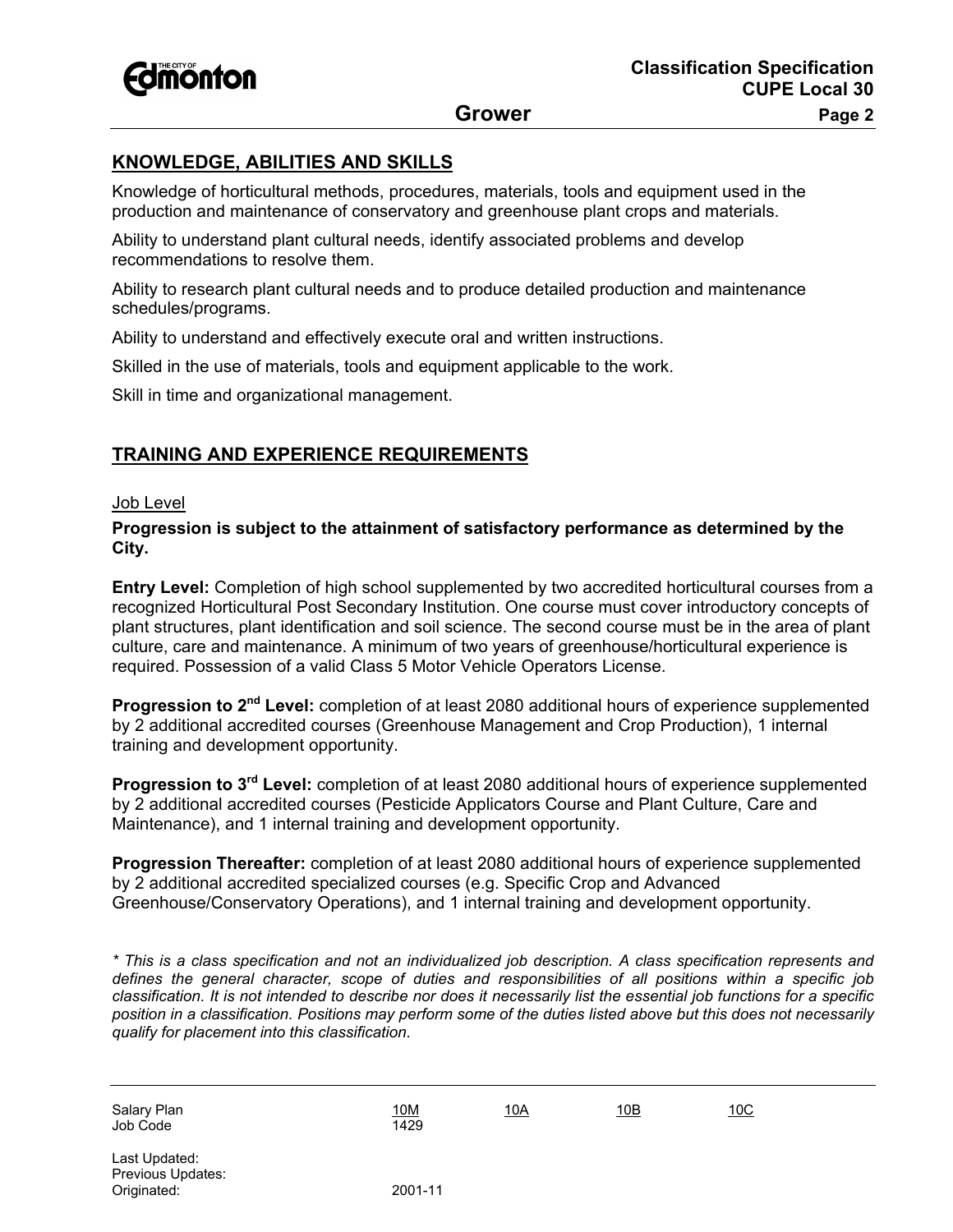## KNOWLEDGE, ABILITIES AND SKILLS

Knowledge of horticultural methods, procedures, materials, tools and equipment used in the production and maintenance of conservatory and greenhouse plant crops and materials.

Ability to understand plant cultural needs, identify associated problems and develop recommendations to resolve them.

Ability to research plant cultural needs and to produce detailed production and maintenance schedules/programs.

Ability to understand and effectively execute oral and written instructions.

Skilled in the use of materials, tools and equipment applicable to the work.

Skill in time and organizational management.

## TRAINING AND EXPERIENCE REQUIREMENTS

Job Level

**Progression is subject to the attainment of satisfactory performance as determined by the City.**

**Entry Level:** Completion of high school supplemented by two accredited horticultural courses from a recognized Horticultural Post Secondary Institution. One course must cover introductory concepts of plant structures, plant identification and soil science. The second course must be in the area of plant culture, care and maintenance. A minimum of two years of greenhouse/horticultural experience is required. Possession of a valid Class 5 Motor Vehicle Operators License.

**Progression to 2nd Level:** completion of at least 2080 additional hours of experience supplemented by 2 additional accredited courses (Greenhouse Management and Crop Production), 1 internal training and development opportunity.

**Progression to 3rd Level:** completion of at least 2080 additional hours of experience supplemented by 2 additional accredited courses (Pesticide Applicators Course and Plant Culture, Care and Maintenance), and 1 internal training and development opportunity.

**Progression Thereafter:** completion of at least 2080 additional hours of experience supplemented by 2 additional accredited specialized courses (e.g. Specific Crop and Advanced Greenhouse/Conservatory Operations), and 1 internal training and development opportunity.

*\* This is a class specification and not an individualized job description. A class specification represents and defines the general character, scope of duties and responsibilities of all positions within a specific job classification. It is not intended to describe nor does it necessarily list the essential job functions for a specific position in a classification. Positions may perform some of the duties listed above but this does not necessarily qualify for placement into this classification.*

| | | | | |
|---|---|---|---|---|
| Salary Plan | 10M | 10A | 10B | 10C |
| Job Code | 1429 | | | |

Last Updated:
Previous Updates:
Originated: 2001-11